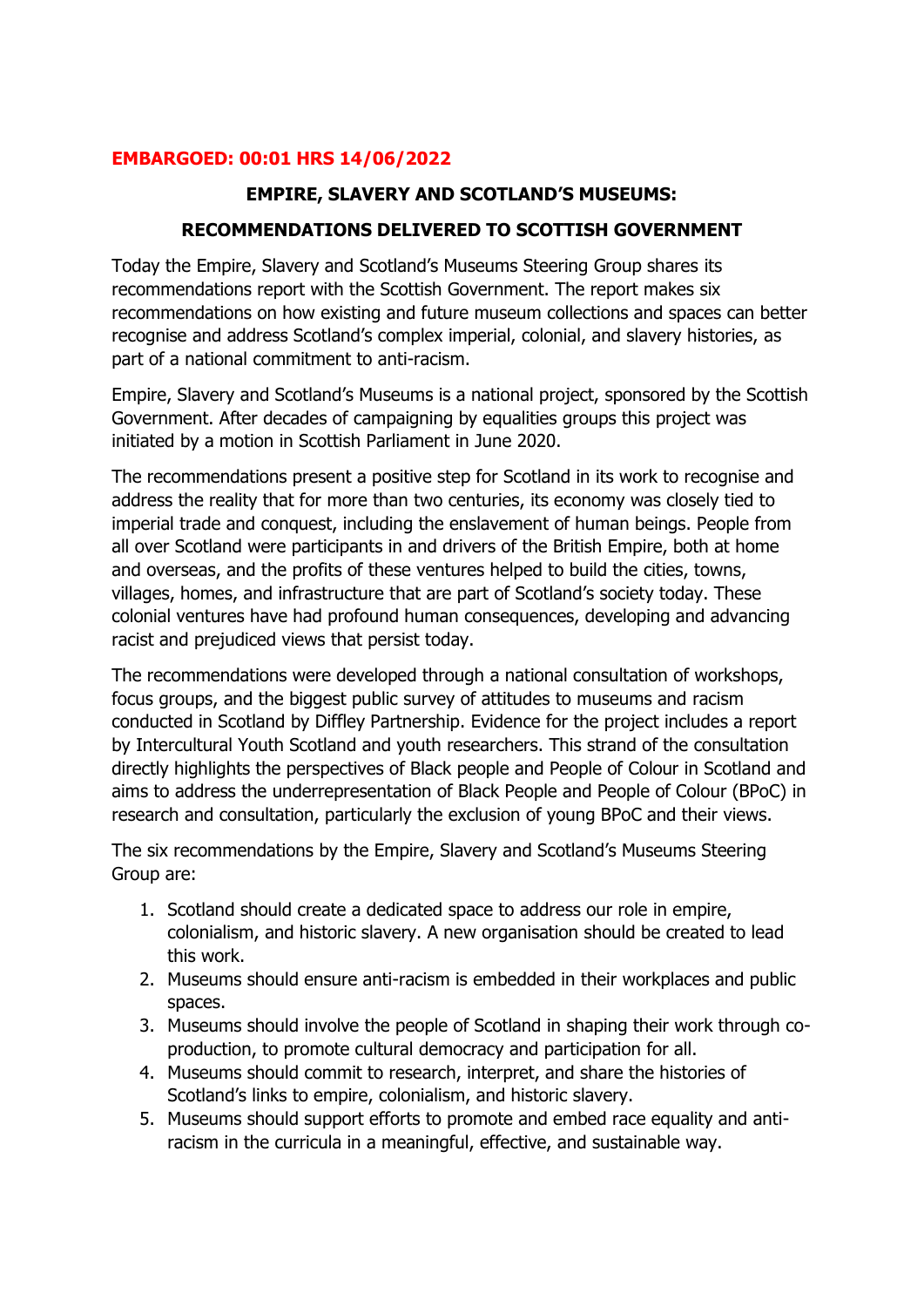**EMBARGOED: 00:01 HRS 14/06/2022**

# EMPIRE, SLAVERY AND SCOTLAND'S MUSEUMS:

## RECOMMENDATIONS DELIVERED TO SCOTTISH GOVERNMENT

Today the Empire, Slavery and Scotland's Museums Steering Group shares its recommendations report with the Scottish Government. The report makes six recommendations on how existing and future museum collections and spaces can better recognise and address Scotland's complex imperial, colonial, and slavery histories, as part of a national commitment to anti-racism.

Empire, Slavery and Scotland's Museums is a national project, sponsored by the Scottish Government. After decades of campaigning by equalities groups this project was initiated by a motion in Scottish Parliament in June 2020.

The recommendations present a positive step for Scotland in its work to recognise and address the reality that for more than two centuries, its economy was closely tied to imperial trade and conquest, including the enslavement of human beings. People from all over Scotland were participants in and drivers of the British Empire, both at home and overseas, and the profits of these ventures helped to build the cities, towns, villages, homes, and infrastructure that are part of Scotland's society today. These colonial ventures have had profound human consequences, developing and advancing racist and prejudiced views that persist today.

The recommendations were developed through a national consultation of workshops, focus groups, and the biggest public survey of attitudes to museums and racism conducted in Scotland by Diffley Partnership. Evidence for the project includes a report by Intercultural Youth Scotland and youth researchers. This strand of the consultation directly highlights the perspectives of Black people and People of Colour in Scotland and aims to address the underrepresentation of Black People and People of Colour (BPoC) in research and consultation, particularly the exclusion of young BPoC and their views.

The six recommendations by the Empire, Slavery and Scotland's Museums Steering Group are:

1. Scotland should create a dedicated space to address our role in empire, colonialism, and historic slavery. A new organisation should be created to lead this work.
2. Museums should ensure anti-racism is embedded in their workplaces and public spaces.
3. Museums should involve the people of Scotland in shaping their work through co-production, to promote cultural democracy and participation for all.
4. Museums should commit to research, interpret, and share the histories of Scotland's links to empire, colonialism, and historic slavery.
5. Museums should support efforts to promote and embed race equality and anti-racism in the curricula in a meaningful, effective, and sustainable way.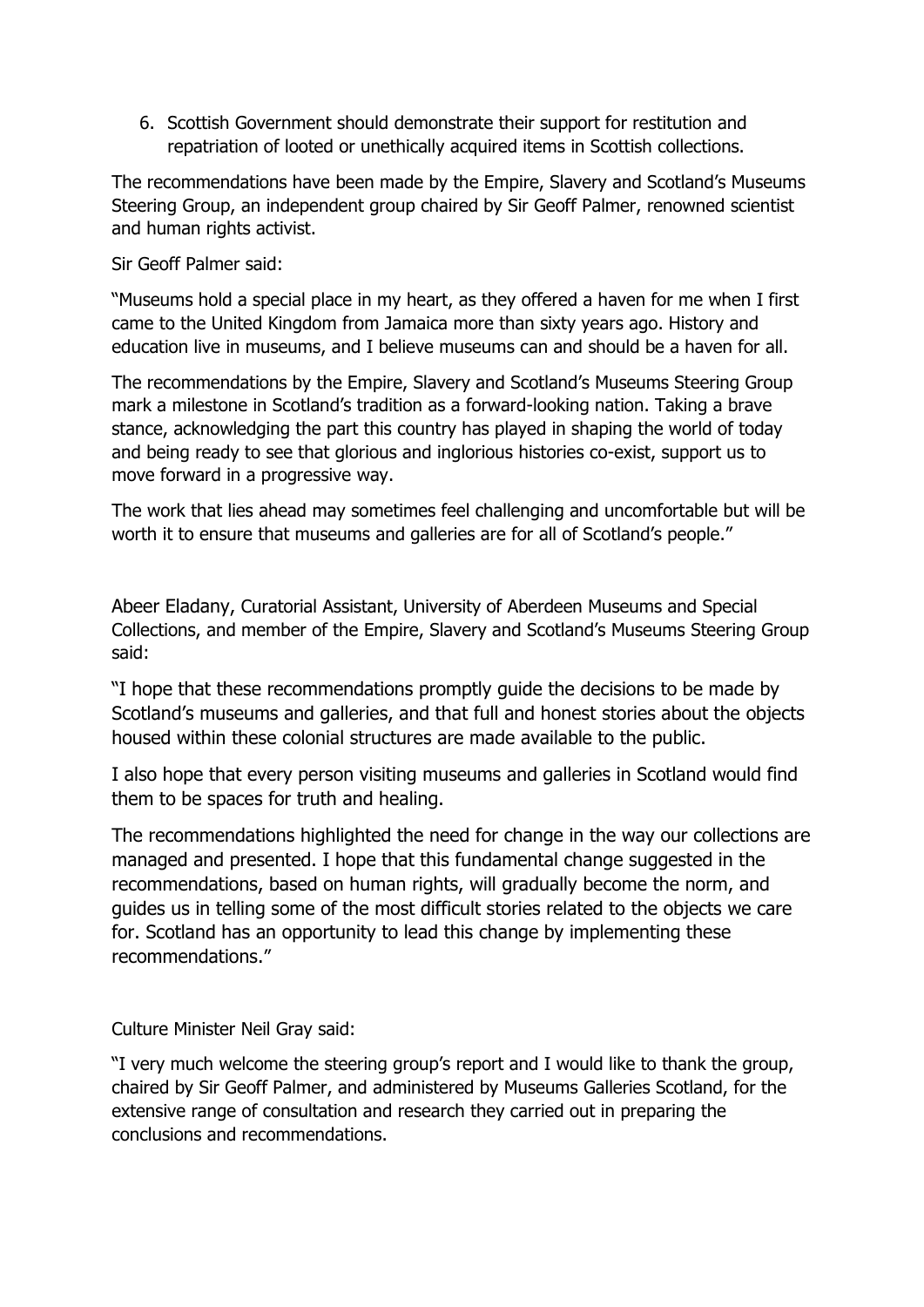6. Scottish Government should demonstrate their support for restitution and repatriation of looted or unethically acquired items in Scottish collections.

The recommendations have been made by the Empire, Slavery and Scotland's Museums Steering Group, an independent group chaired by Sir Geoff Palmer, renowned scientist and human rights activist.

Sir Geoff Palmer said:

"Museums hold a special place in my heart, as they offered a haven for me when I first came to the United Kingdom from Jamaica more than sixty years ago. History and education live in museums, and I believe museums can and should be a haven for all.

The recommendations by the Empire, Slavery and Scotland's Museums Steering Group mark a milestone in Scotland's tradition as a forward-looking nation. Taking a brave stance, acknowledging the part this country has played in shaping the world of today and being ready to see that glorious and inglorious histories co-exist, support us to move forward in a progressive way.

The work that lies ahead may sometimes feel challenging and uncomfortable but will be worth it to ensure that museums and galleries are for all of Scotland's people."

Abeer Eladany, Curatorial Assistant, University of Aberdeen Museums and Special Collections, and member of the Empire, Slavery and Scotland's Museums Steering Group said:

"I hope that these recommendations promptly guide the decisions to be made by Scotland's museums and galleries, and that full and honest stories about the objects housed within these colonial structures are made available to the public.

I also hope that every person visiting museums and galleries in Scotland would find them to be spaces for truth and healing.

The recommendations highlighted the need for change in the way our collections are managed and presented. I hope that this fundamental change suggested in the recommendations, based on human rights, will gradually become the norm, and guides us in telling some of the most difficult stories related to the objects we care for. Scotland has an opportunity to lead this change by implementing these recommendations."

Culture Minister Neil Gray said:

"I very much welcome the steering group's report and I would like to thank the group, chaired by Sir Geoff Palmer, and administered by Museums Galleries Scotland, for the extensive range of consultation and research they carried out in preparing the conclusions and recommendations.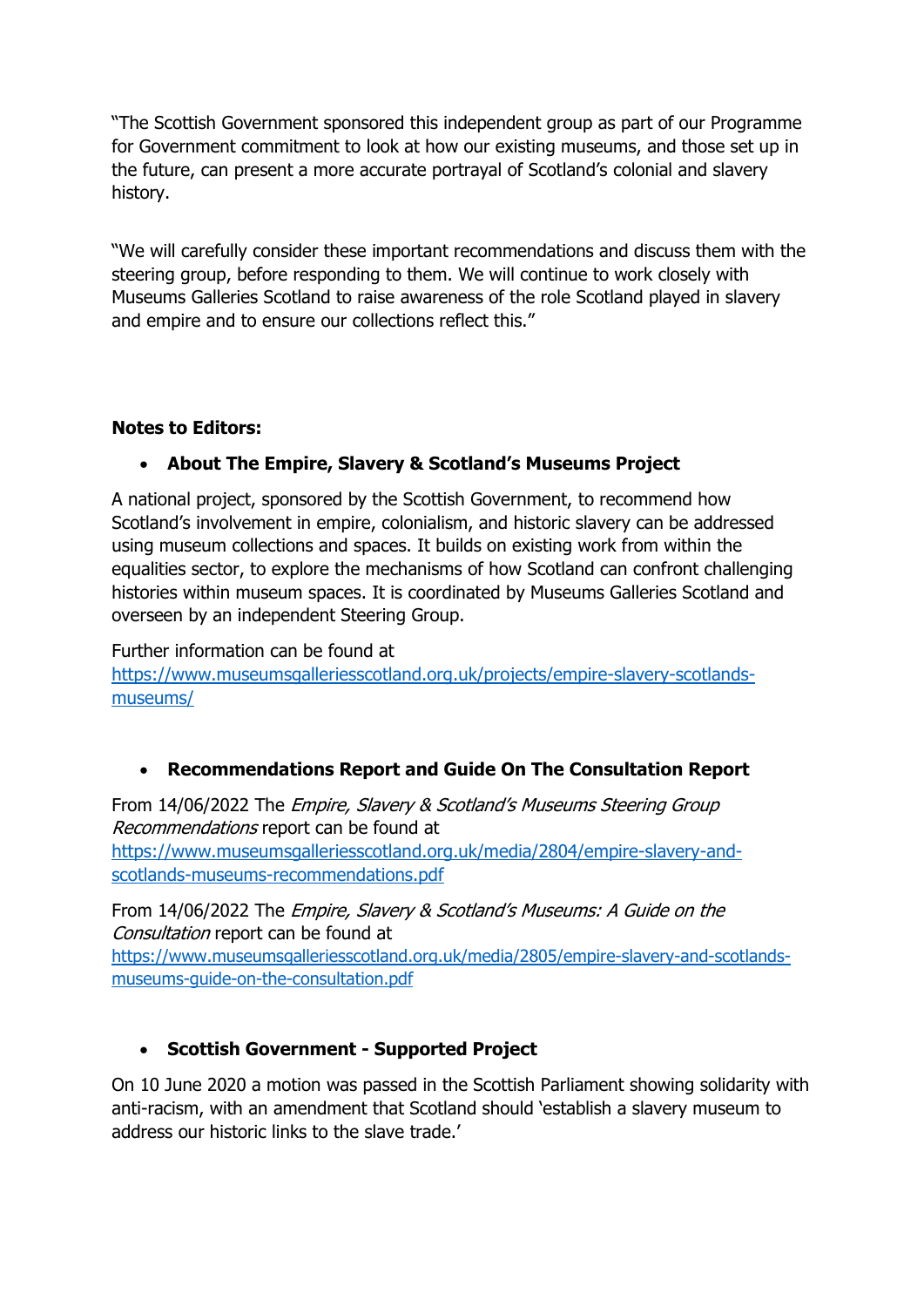"The Scottish Government sponsored this independent group as part of our Programme for Government commitment to look at how our existing museums, and those set up in the future, can present a more accurate portrayal of Scotland's colonial and slavery history.

"We will carefully consider these important recommendations and discuss them with the steering group, before responding to them. We will continue to work closely with Museums Galleries Scotland to raise awareness of the role Scotland played in slavery and empire and to ensure our collections reflect this."

**Notes to Editors:**

- **About The Empire, Slavery & Scotland's Museums Project**

A national project, sponsored by the Scottish Government, to recommend how Scotland's involvement in empire, colonialism, and historic slavery can be addressed using museum collections and spaces. It builds on existing work from within the equalities sector, to explore the mechanisms of how Scotland can confront challenging histories within museum spaces. It is coordinated by Museums Galleries Scotland and overseen by an independent Steering Group.

Further information can be found at https://www.museumsgalleriesscotland.org.uk/projects/empire-slavery-scotlands-museums/

- **Recommendations Report and Guide On The Consultation Report**

From 14/06/2022 The *Empire, Slavery & Scotland's Museums Steering Group Recommendations* report can be found at https://www.museumsgalleriesscotland.org.uk/media/2804/empire-slavery-and-scotlands-museums-recommendations.pdf

From 14/06/2022 The *Empire, Slavery & Scotland's Museums: A Guide on the Consultation* report can be found at https://www.museumsgalleriesscotland.org.uk/media/2805/empire-slavery-and-scotlands-museums-guide-on-the-consultation.pdf

- **Scottish Government - Supported Project**

On 10 June 2020 a motion was passed in the Scottish Parliament showing solidarity with anti-racism, with an amendment that Scotland should 'establish a slavery museum to address our historic links to the slave trade.'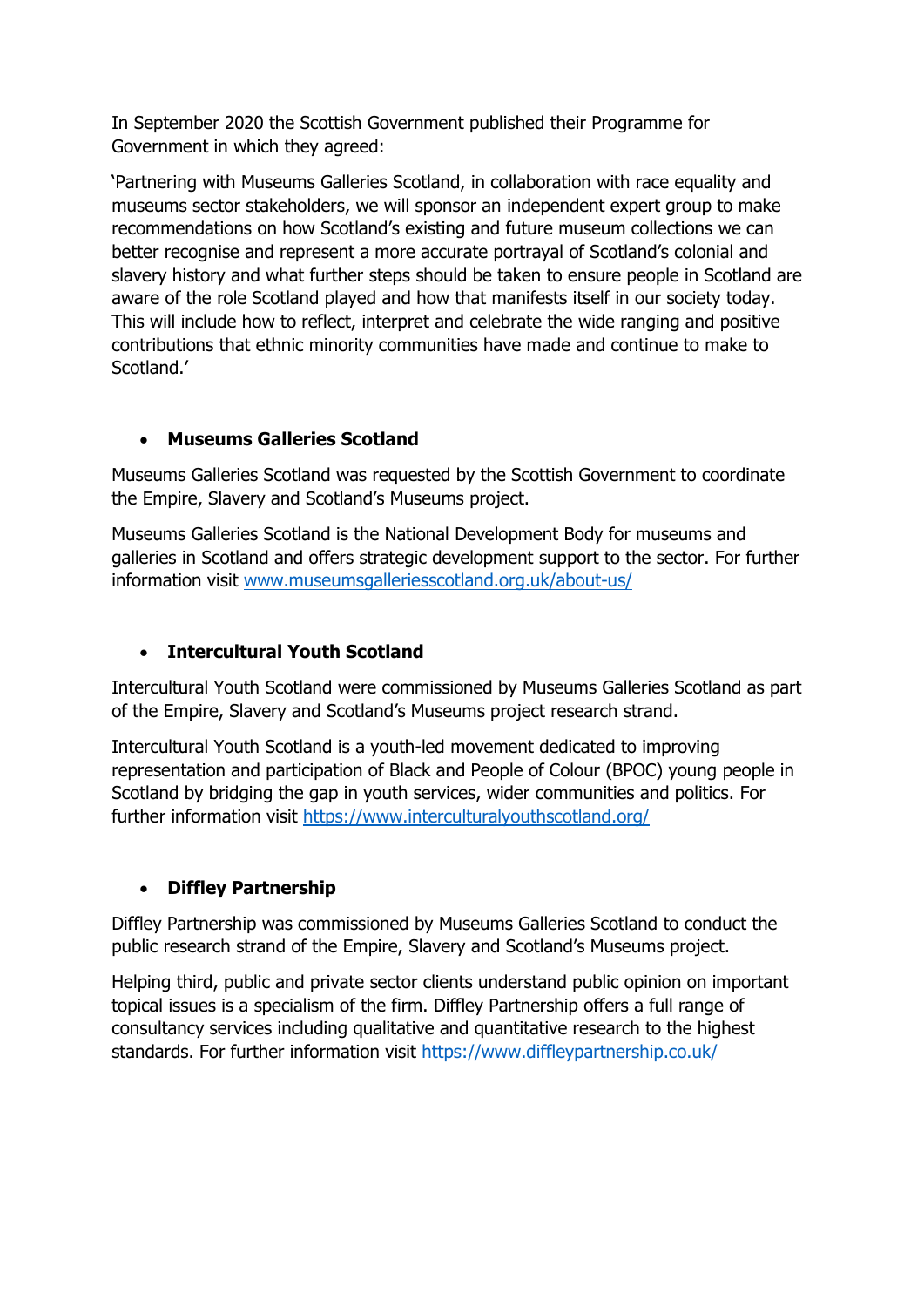In September 2020 the Scottish Government published their Programme for Government in which they agreed:

'Partnering with Museums Galleries Scotland, in collaboration with race equality and museums sector stakeholders, we will sponsor an independent expert group to make recommendations on how Scotland's existing and future museum collections we can better recognise and represent a more accurate portrayal of Scotland's colonial and slavery history and what further steps should be taken to ensure people in Scotland are aware of the role Scotland played and how that manifests itself in our society today. This will include how to reflect, interpret and celebrate the wide ranging and positive contributions that ethnic minority communities have made and continue to make to Scotland.'

- **Museums Galleries Scotland**

Museums Galleries Scotland was requested by the Scottish Government to coordinate the Empire, Slavery and Scotland's Museums project.

Museums Galleries Scotland is the National Development Body for museums and galleries in Scotland and offers strategic development support to the sector. For further information visit [www.museumsgalleriesscotland.org.uk/about-us/](www.museumsgalleriesscotland.org.uk/about-us/)

- **Intercultural Youth Scotland**

Intercultural Youth Scotland were commissioned by Museums Galleries Scotland as part of the Empire, Slavery and Scotland's Museums project research strand.

Intercultural Youth Scotland is a youth-led movement dedicated to improving representation and participation of Black and People of Colour (BPOC) young people in Scotland by bridging the gap in youth services, wider communities and politics. For further information visit [https://www.interculturalyouthscotland.org/](https://www.interculturalyouthscotland.org/)

- **Diffley Partnership**

Diffley Partnership was commissioned by Museums Galleries Scotland to conduct the public research strand of the Empire, Slavery and Scotland's Museums project.

Helping third, public and private sector clients understand public opinion on important topical issues is a specialism of the firm. Diffley Partnership offers a full range of consultancy services including qualitative and quantitative research to the highest standards. For further information visit [https://www.diffleypartnership.co.uk/](https://www.diffleypartnership.co.uk/)